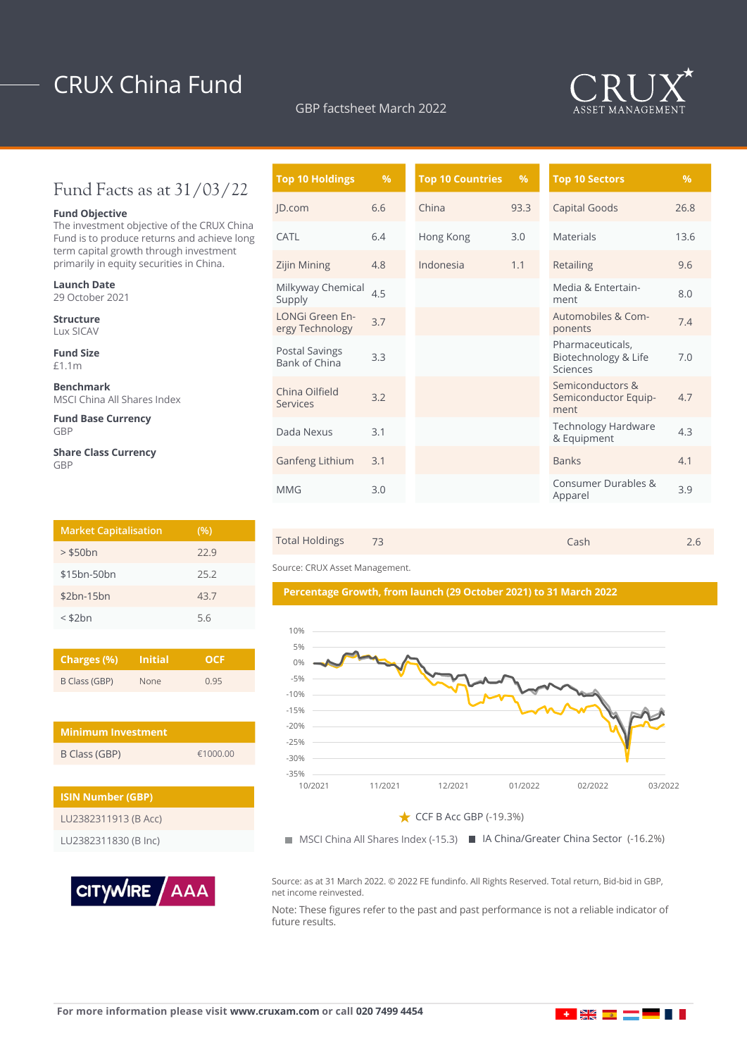# CRUX China Fund

GBP factsheet March 2022

CRUX ASSET MANAGEMENT

## Fund Facts as at 31/03/22

**Fund Objective**
The investment objective of the CRUX China Fund is to produce returns and achieve long term capital growth through investment primarily in equity securities in China.

**Launch Date**
29 October 2021

**Structure**
Lux SICAV

**Fund Size**
£1.1m

**Benchmark**
MSCI China All Shares Index

**Fund Base Currency**
GBP

**Share Class Currency**
GBP

| Market Capitalisation | (%) |
|---|---|
| > $50bn | 22.9 |
| $15bn-50bn | 25.2 |
| $2bn-15bn | 43.7 |
| < $2bn | 5.6 |

| Charges (%) | Initial | OCF |
|---|---|---|
| B Class (GBP) | None | 0.95 |

| Minimum Investment | |
|---|---|
| B Class (GBP) | €1000.00 |

| ISIN Number (GBP) |
|---|
| LU2382311913 (B Acc) |
| LU2382311830 (B Inc) |

CITYWIRE AAA

| Top 10 Holdings | % |
|---|---|
| JD.com | 6.6 |
| CATL | 6.4 |
| Zijin Mining | 4.8 |
| Milkyway Chemical Supply | 4.5 |
| LONGi Green Energy Technology | 3.7 |
| Postal Savings Bank of China | 3.3 |
| China Oilfield Services | 3.2 |
| Dada Nexus | 3.1 |
| Ganfeng Lithium | 3.1 |
| MMG | 3.0 |

| Top 10 Countries | % |
|---|---|
| China | 93.3 |
| Hong Kong | 3.0 |
| Indonesia | 1.1 |

| Top 10 Sectors | % |
|---|---|
| Capital Goods | 26.8 |
| Materials | 13.6 |
| Retailing | 9.6 |
| Media & Entertainment | 8.0 |
| Automobiles & Components | 7.4 |
| Pharmaceuticals, Biotechnology & Life Sciences | 7.0 |
| Semiconductors & Semiconductor Equipment | 4.7 |
| Technology Hardware & Equipment | 4.3 |
| Banks | 4.1 |
| Consumer Durables & Apparel | 3.9 |

| Total Holdings | 73 | Cash | 2.6 |
|---|---|---|---|

Source: CRUX Asset Management.

## Percentage Growth, from launch (29 October 2021) to 31 March 2022

★ CCF B Acc GBP (-19.3%)

■ MSCI China All Shares Index (-15.3) ■ IA China/Greater China Sector (-16.2%)

Source: as at 31 March 2022. © 2022 FE fundinfo. All Rights Reserved. Total return, Bid-bid in GBP, net income reinvested.

Note: These figures refer to the past and past performance is not a reliable indicator of future results.

For more information please visit **www.cruxam.com** or call **020 7499 4454**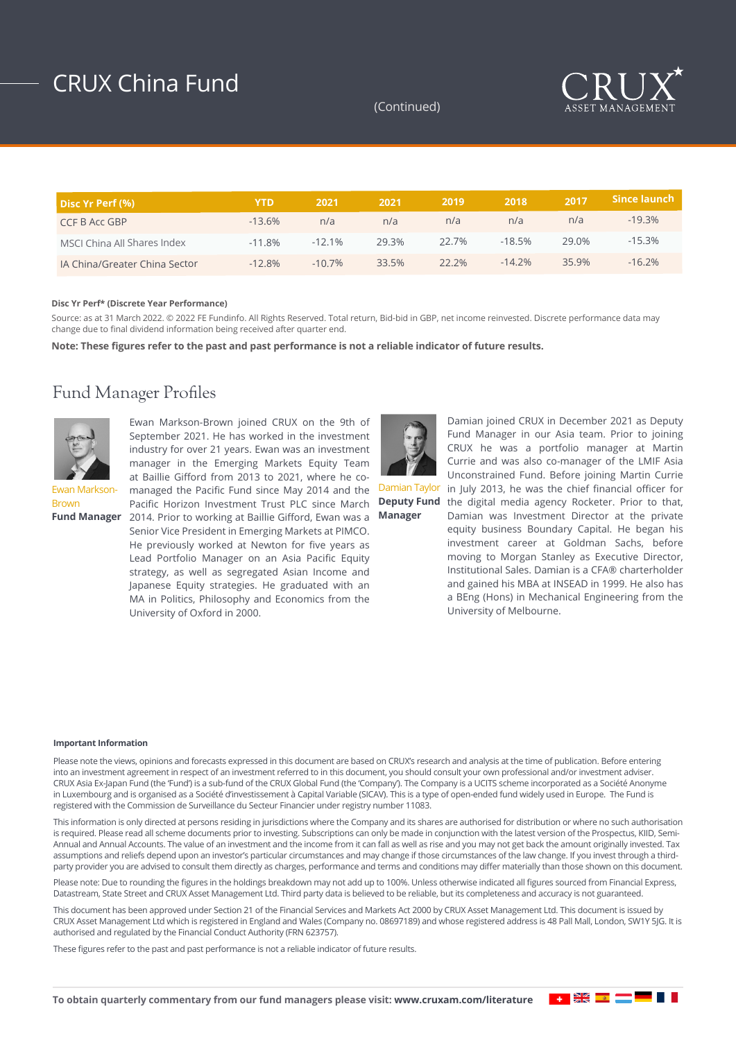# CRUX China Fund

(Continued)

| Disc Yr Perf (%) | YTD | 2021 | 2021 | 2019 | 2018 | 2017 | Since launch |
|---|---|---|---|---|---|---|---|
| CCF B Acc GBP | -13.6% | n/a | n/a | n/a | n/a | n/a | -19.3% |
| MSCI China All Shares Index | -11.8% | -12.1% | 29.3% | 22.7% | -18.5% | 29.0% | -15.3% |
| IA China/Greater China Sector | -12.8% | -10.7% | 33.5% | 22.2% | -14.2% | 35.9% | -16.2% |

**Disc Yr Perf* (Discrete Year Performance)**

Source: as at 31 March 2022. © 2022 FE Fundinfo. All Rights Reserved. Total return, Bid-bid in GBP, net income reinvested. Discrete performance data may change due to final dividend information being received after quarter end.

**Note: These figures refer to the past and past performance is not a reliable indicator of future results.**

## Fund Manager Profiles

Ewan Markson-Brown
**Fund Manager**

Ewan Markson-Brown joined CRUX on the 9th of September 2021. He has worked in the investment industry for over 21 years. Ewan was an investment manager in the Emerging Markets Equity Team at Baillie Gifford from 2013 to 2021, where he co-managed the Pacific Fund since May 2014 and the Pacific Horizon Investment Trust PLC since March 2014. Prior to working at Baillie Gifford, Ewan was a Senior Vice President in Emerging Markets at PIMCO. He previously worked at Newton for five years as Lead Portfolio Manager on an Asia Pacific Equity strategy, as well as segregated Asian Income and Japanese Equity strategies. He graduated with an MA in Politics, Philosophy and Economics from the University of Oxford in 2000.

Damian Taylor
**Deputy Fund Manager**

Damian joined CRUX in December 2021 as Deputy Fund Manager in our Asia team. Prior to joining CRUX he was a portfolio manager at Martin Currie and was also co-manager of the LMIF Asia Unconstrained Fund. Before joining Martin Currie in July 2013, he was the chief financial officer for the digital media agency Rocketer. Prior to that, Damian was Investment Director at the private equity business Boundary Capital. He began his investment career at Goldman Sachs, before moving to Morgan Stanley as Executive Director, Institutional Sales. Damian is a CFA® charterholder and gained his MBA at INSEAD in 1999. He also has a BEng (Hons) in Mechanical Engineering from the University of Melbourne.

**Important Information**

Please note the views, opinions and forecasts expressed in this document are based on CRUX's research and analysis at the time of publication. Before entering into an investment agreement in respect of an investment referred to in this document, you should consult your own professional and/or investment adviser. CRUX Asia Ex-Japan Fund (the 'Fund') is a sub-fund of the CRUX Global Fund (the 'Company'). The Company is a UCITS scheme incorporated as a Société Anonyme in Luxembourg and is organised as a Société d'investissement à Capital Variable (SICAV). This is a type of open-ended fund widely used in Europe. The Fund is registered with the Commission de Surveillance du Secteur Financier under registry number 11083.

This information is only directed at persons residing in jurisdictions where the Company and its shares are authorised for distribution or where no such authorisation is required. Please read all scheme documents prior to investing. Subscriptions can only be made in conjunction with the latest version of the Prospectus, KIID, Semi-Annual and Annual Accounts. The value of an investment and the income from it can fall as well as rise and you may not get back the amount originally invested. Tax assumptions and reliefs depend upon an investor's particular circumstances and may change if those circumstances of the law change. If you invest through a third-party provider you are advised to consult them directly as charges, performance and terms and conditions may differ materially than those shown on this document.

Please note: Due to rounding the figures in the holdings breakdown may not add up to 100%. Unless otherwise indicated all figures sourced from Financial Express, Datastream, State Street and CRUX Asset Management Ltd. Third party data is believed to be reliable, but its completeness and accuracy is not guaranteed.

This document has been approved under Section 21 of the Financial Services and Markets Act 2000 by CRUX Asset Management Ltd. This document is issued by CRUX Asset Management Ltd which is registered in England and Wales (Company no. 08697189) and whose registered address is 48 Pall Mall, London, SW1Y 5JG. It is authorised and regulated by the Financial Conduct Authority (FRN 623757).

These figures refer to the past and past performance is not a reliable indicator of future results.

**To obtain quarterly commentary from our fund managers please visit: www.cruxam.com/literature**